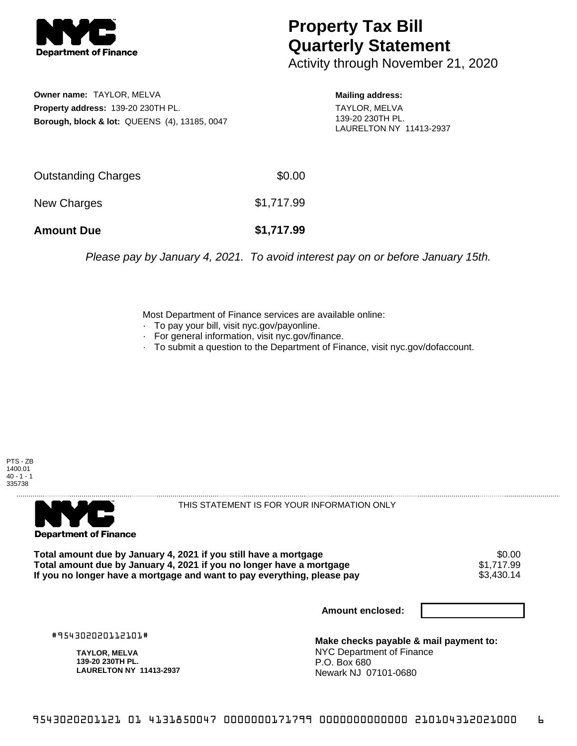# Property Tax Bill Quarterly Statement

Activity through November 21, 2020

**Owner name:** TAYLOR, MELVA
**Property address:** 139-20 230TH PL.
**Borough, block & lot:** QUEENS (4), 13185, 0047

**Mailing address:**
TAYLOR, MELVA
139-20 230TH PL.
LAURELTON NY 11413-2937

| | |
|---|---|
| Outstanding Charges | $0.00 |
| New Charges | $1,717.99 |
| **Amount Due** | **$1,717.99** |

*Please pay by January 4, 2021. To avoid interest pay on or before January 15th.*

Most Department of Finance services are available online:
- To pay your bill, visit nyc.gov/payonline.
- For general information, visit nyc.gov/finance.
- To submit a question to the Department of Finance, visit nyc.gov/dofaccount.

PTS - ZB
1400.01
40 - 1 - 1
335738

THIS STATEMENT IS FOR YOUR INFORMATION ONLY

| | |
|---|---|
| **Total amount due by January 4, 2021 if you still have a mortgage** | $0.00 |
| **Total amount due by January 4, 2021 if you no longer have a mortgage** | $1,717.99 |
| **If you no longer have a mortgage and want to pay everything, please pay** | $3,430.14 |

**Amount enclosed:**

#954302020112101#

**TAYLOR, MELVA**
**139-20 230TH PL.**
**LAURELTON NY 11413-2937**

**Make checks payable & mail payment to:**
NYC Department of Finance
P.O. Box 680
Newark NJ 07101-0680

9543020201121 01 4131850047 0000000171799 0000000000000 210104312021000 6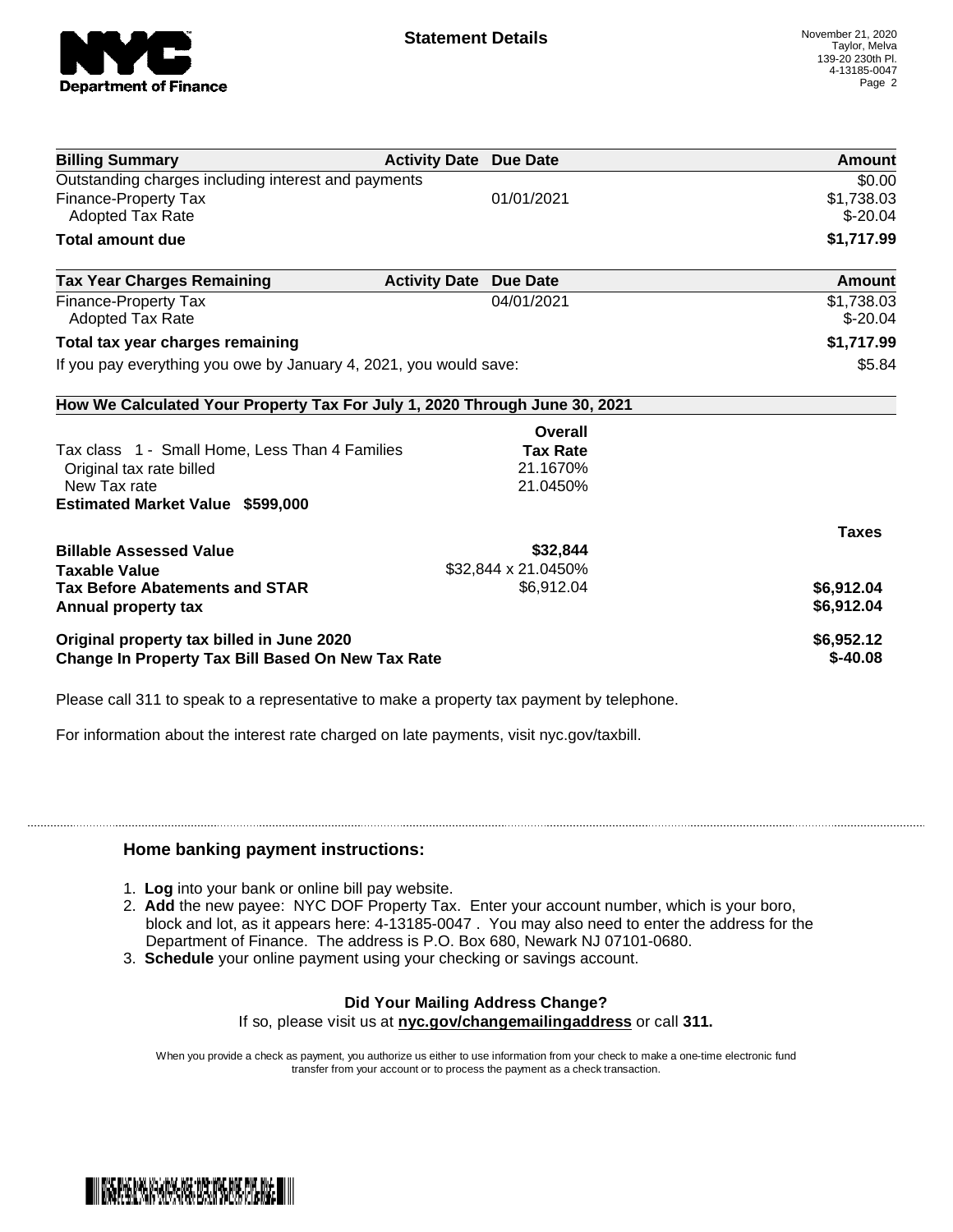**Statement Details**

November 21, 2020
Taylor, Melva
139-20 230th Pl.
4-13185-0047

| Billing Summary | Activity Date | Due Date | Amount |
|---|---|---|---|
| Outstanding charges including interest and payments | | | $0.00 |
| Finance-Property Tax | | 01/01/2021 | $1,738.03 |
| Adopted Tax Rate | | | $-20.04 |
| **Total amount due** | | | **$1,717.99** |

| Tax Year Charges Remaining | Activity Date | Due Date | Amount |
|---|---|---|---|
| Finance-Property Tax | | 04/01/2021 | $1,738.03 |
| Adopted Tax Rate | | | $-20.04 |
| **Total tax year charges remaining** | | | **$1,717.99** |
| If you pay everything you owe by January 4, 2021, you would save: | | | $5.84 |

**How We Calculated Your Property Tax For July 1, 2020 Through June 30, 2021**

| | Overall Tax Rate | Taxes |
|---|---|---|
| Tax class 1 - Small Home, Less Than 4 Families | | |
| Original tax rate billed | 21.1670% | |
| New Tax rate | 21.0450% | |
| **Estimated Market Value $599,000** | | |
| **Billable Assessed Value** | **$32,844** | |
| **Taxable Value** | $32,844 x 21.0450% | |
| **Tax Before Abatements and STAR** | $6,912.04 | **$6,912.04** |
| **Annual property tax** | | **$6,912.04** |
| **Original property tax billed in June 2020** | | **$6,952.12** |
| **Change In Property Tax Bill Based On New Tax Rate** | | **$-40.08** |

Please call 311 to speak to a representative to make a property tax payment by telephone.

For information about the interest rate charged on late payments, visit nyc.gov/taxbill.

## Home banking payment instructions:

1. **Log** into your bank or online bill pay website.
2. **Add** the new payee: NYC DOF Property Tax. Enter your account number, which is your boro, block and lot, as it appears here: 4-13185-0047 . You may also need to enter the address for the Department of Finance. The address is P.O. Box 680, Newark NJ 07101-0680.
3. **Schedule** your online payment using your checking or savings account.

**Did Your Mailing Address Change?**
If so, please visit us at **nyc.gov/changemailingaddress** or call **311.**

When you provide a check as payment, you authorize us either to use information from your check to make a one-time electronic fund transfer from your account or to process the payment as a check transaction.